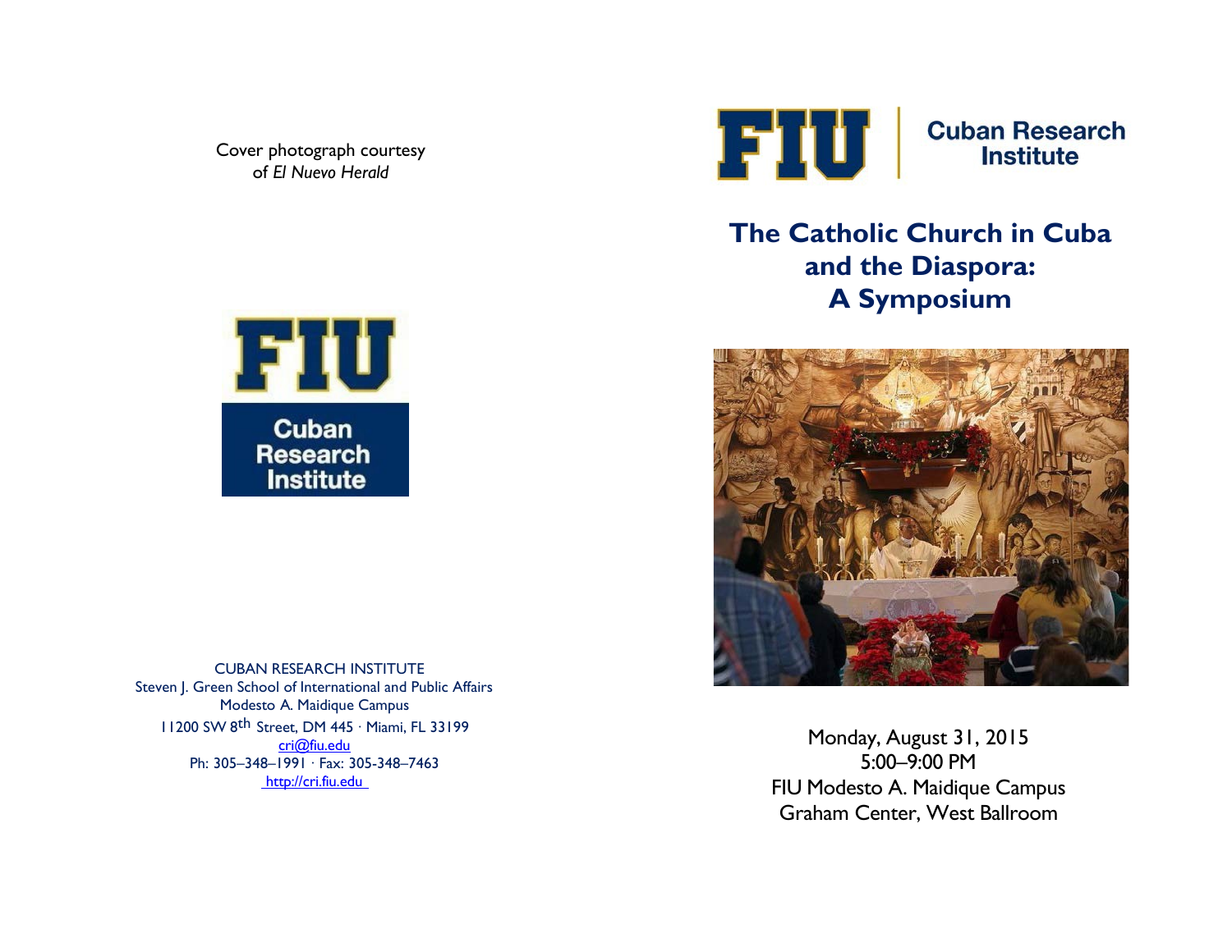Cover photograph courtesy of *El Nuevo Herald*

FIU Cuban Research Institute

CUBAN RESEARCH INSTITUTE
Steven J. Green School of International and Public Affairs
Modesto A. Maidique Campus
11200 SW 8th Street, DM 445 · Miami, FL 33199
cri@fiu.edu
Ph: 305–348–1991 · Fax: 305-348–7463
http://cri.fiu.edu

FIU | Cuban Research Institute

# The Catholic Church in Cuba and the Diaspora: A Symposium

Monday, August 31, 2015
5:00–9:00 PM
FIU Modesto A. Maidique Campus
Graham Center, West Ballroom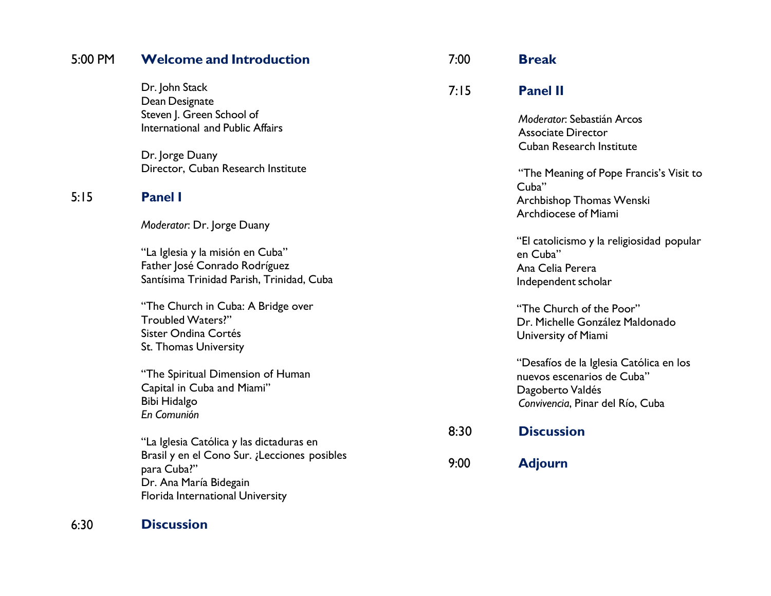5:00 PM **Welcome and Introduction**

Dr. John Stack
Dean Designate
Steven J. Green School of International and Public Affairs

Dr. Jorge Duany
Director, Cuban Research Institute

5:15 **Panel I**

*Moderator*: Dr. Jorge Duany

"La Iglesia y la misión en Cuba"
Father José Conrado Rodríguez
Santísima Trinidad Parish, Trinidad, Cuba

"The Church in Cuba: A Bridge over Troubled Waters?"
Sister Ondina Cortés
St. Thomas University

"The Spiritual Dimension of Human Capital in Cuba and Miami"
Bibi Hidalgo
*En Comunión*

"La Iglesia Católica y las dictaduras en Brasil y en el Cono Sur. ¿Lecciones posibles para Cuba?"
Dr. Ana María Bidegain
Florida International University

6:30 **Discussion**

7:00 **Break**

7:15 **Panel II**

*Moderator*: Sebastián Arcos
Associate Director
Cuban Research Institute

"The Meaning of Pope Francis's Visit to Cuba"
Archbishop Thomas Wenski
Archdiocese of Miami

"El catolicismo y la religiosidad popular en Cuba"
Ana Celia Perera
Independent scholar

"The Church of the Poor"
Dr. Michelle González Maldonado
University of Miami

"Desafíos de la Iglesia Católica en los nuevos escenarios de Cuba"
Dagoberto Valdés
*Convivencia*, Pinar del Río, Cuba

8:30 **Discussion**

9:00 **Adjourn**